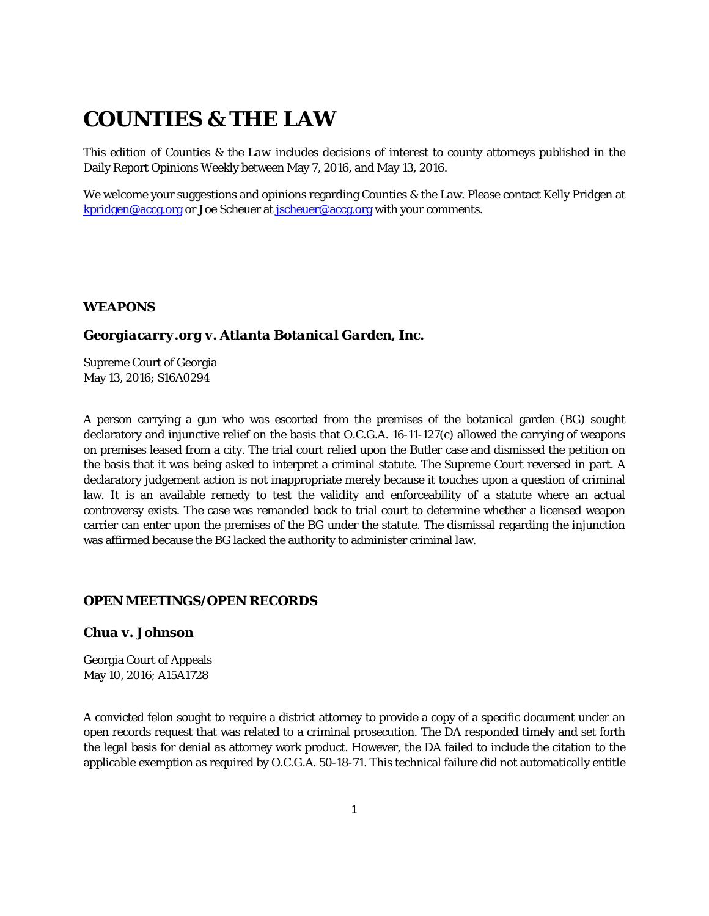# COUNTIES & THE LAW

This edition of Counties & the Law includes decisions of interest to county attorneys published in the Daily Report Opinions Weekly between May 7, 2016, and May 13, 2016.

We welcome your suggestions and opinions regarding Counties & the Law. Please contact Kelly Pridgen at kpridgen@accg.org or Joe Scheuer at jscheuer@accg.org with your comments.

### WEAPONS

#### *Georgiacarry.org v. Atlanta Botanical Garden, Inc.*

Supreme Court of Georgia
May 13, 2016; S16A0294

A person carrying a gun who was escorted from the premises of the botanical garden (BG) sought declaratory and injunctive relief on the basis that O.C.G.A. 16-11-127(c) allowed the carrying of weapons on premises leased from a city. The trial court relied upon the Butler case and dismissed the petition on the basis that it was being asked to interpret a criminal statute. The Supreme Court reversed in part. A declaratory judgement action is not inappropriate merely because it touches upon a question of criminal law. It is an available remedy to test the validity and enforceability of a statute where an actual controversy exists. The case was remanded back to trial court to determine whether a licensed weapon carrier can enter upon the premises of the BG under the statute. The dismissal regarding the injunction was affirmed because the BG lacked the authority to administer criminal law.

### OPEN MEETINGS/OPEN RECORDS

#### Chua v. Johnson

Georgia Court of Appeals
May 10, 2016; A15A1728

A convicted felon sought to require a district attorney to provide a copy of a specific document under an open records request that was related to a criminal prosecution. The DA responded timely and set forth the legal basis for denial as attorney work product. However, the DA failed to include the citation to the applicable exemption as required by O.C.G.A. 50-18-71. This technical failure did not automatically entitle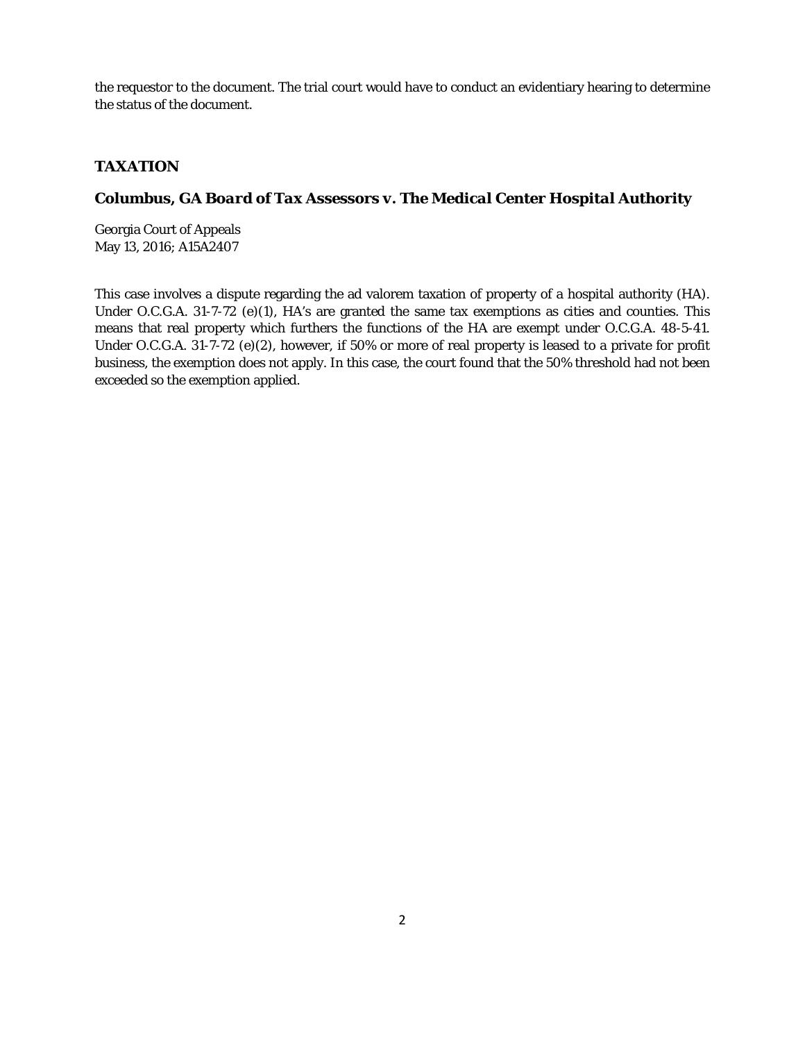the requestor to the document. The trial court would have to conduct an evidentiary hearing to determine the status of the document.

## *TAXATION*

### *Columbus, GA Board of Tax Assessors v. The Medical Center Hospital Authority*

Georgia Court of Appeals
May 13, 2016; A15A2407

This case involves a dispute regarding the ad valorem taxation of property of a hospital authority (HA). Under O.C.G.A. 31-7-72 (e)(1), HA's are granted the same tax exemptions as cities and counties. This means that real property which furthers the functions of the HA are exempt under O.C.G.A. 48-5-41. Under O.C.G.A. 31-7-72 (e)(2), however, if 50% or more of real property is leased to a private for profit business, the exemption does not apply. In this case, the court found that the 50% threshold had not been exceeded so the exemption applied.